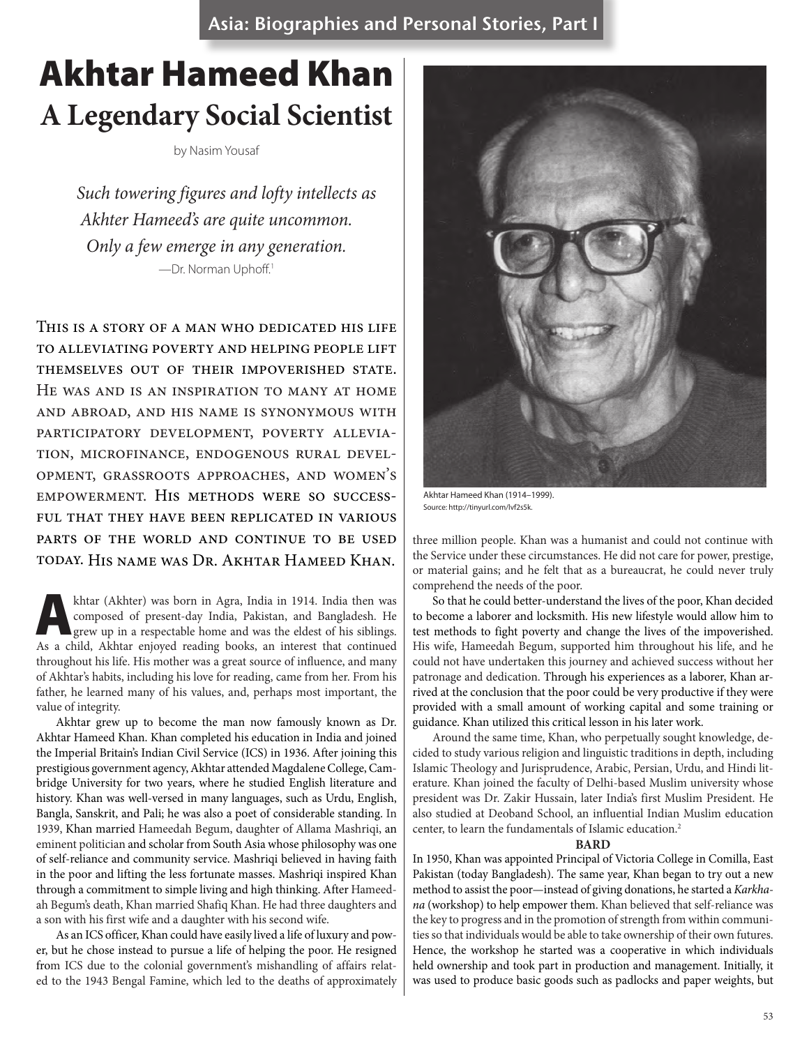# Akhtar Hameed Khan

## A Legendary Social Scientist

by Nasim Yousaf

> *Such towering figures and lofty intellects as Akhter Hameed's are quite uncommon. Only a few emerge in any generation.*
>
> —Dr. Norman Uphoff.[1]

This is a story of a man who dedicated his life to alleviating poverty and helping people lift themselves out of their impoverished state. He was and is an inspiration to many at home and abroad, and his name is synonymous with participatory development, poverty alleviation, microfinance, endogenous rural development, grassroots approaches, and women's empowerment. His methods were so successful that they have been replicated in various parts of the world and continue to be used today. His name was Dr. Akhtar Hameed Khan.

Akhtar (Akhter) was born in Agra, India in 1914. India then was composed of present-day India, Pakistan, and Bangladesh. He grew up in a respectable home and was the eldest of his siblings. As a child, Akhtar enjoyed reading books, an interest that continued throughout his life. His mother was a great source of influence, and many of Akhtar's habits, including his love for reading, came from her. From his father, he learned many of his values, and, perhaps most important, the value of integrity.

Akhtar grew up to become the man now famously known as Dr. Akhtar Hameed Khan. Khan completed his education in India and joined the Imperial Britain's Indian Civil Service (ICS) in 1936. After joining this prestigious government agency, Akhtar attended Magdalene College, Cambridge University for two years, where he studied English literature and history. Khan was well-versed in many languages, such as Urdu, English, Bangla, Sanskrit, and Pali; he was also a poet of considerable standing. In 1939, Khan married Hameedah Begum, daughter of Allama Mashriqi, an eminent politician and scholar from South Asia whose philosophy was one of self-reliance and community service. Mashriqi believed in having faith in the poor and lifting the less fortunate masses. Mashriqi inspired Khan through a commitment to simple living and high thinking. After Hameedah Begum's death, Khan married Shafiq Khan. He had three daughters and a son with his first wife and a daughter with his second wife.

As an ICS officer, Khan could have easily lived a life of luxury and power, but he chose instead to pursue a life of helping the poor. He resigned from ICS due to the colonial government's mishandling of affairs related to the 1943 Bengal Famine, which led to the deaths of approximately three million people. Khan was a humanist and could not continue with the Service under these circumstances. He did not care for power, prestige, or material gains; and he felt that as a bureaucrat, he could never truly comprehend the needs of the poor.

Akhtar Hameed Khan (1914–1999).
Source: http://tinyurl.com/lvf2s5k.

So that he could better-understand the lives of the poor, Khan decided to become a laborer and locksmith. His new lifestyle would allow him to test methods to fight poverty and change the lives of the impoverished. His wife, Hameedah Begum, supported him throughout his life, and he could not have undertaken this journey and achieved success without her patronage and dedication. Through his experiences as a laborer, Khan arrived at the conclusion that the poor could be very productive if they were provided with a small amount of working capital and some training or guidance. Khan utilized this critical lesson in his later work.

Around the same time, Khan, who perpetually sought knowledge, decided to study various religion and linguistic traditions in depth, including Islamic Theology and Jurisprudence, Arabic, Persian, Urdu, and Hindi literature. Khan joined the faculty of Delhi-based Muslim university whose president was Dr. Zakir Hussain, later India's first Muslim President. He also studied at Deoband School, an influential Indian Muslim education center, to learn the fundamentals of Islamic education.[2]

### BARD

In 1950, Khan was appointed Principal of Victoria College in Comilla, East Pakistan (today Bangladesh). The same year, Khan began to try out a new method to assist the poor—instead of giving donations, he started a *Karkhana* (workshop) to help empower them. Khan believed that self-reliance was the key to progress and in the promotion of strength from within communities so that individuals would be able to take ownership of their own futures. Hence, the workshop he started was a cooperative in which individuals held ownership and took part in production and management. Initially, it was used to produce basic goods such as padlocks and paper weights, but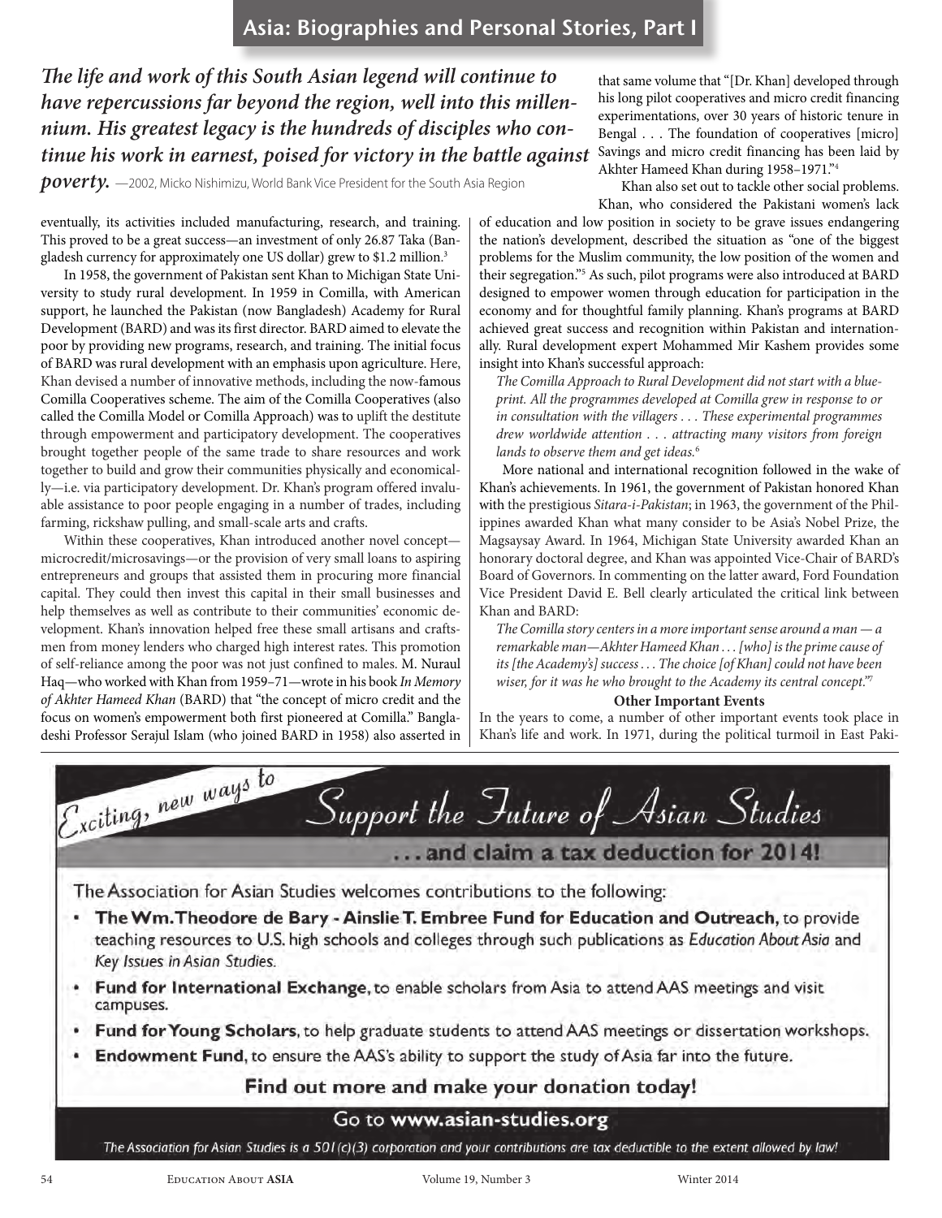*The life and work of this South Asian legend will continue to have repercussions far beyond the region, well into this millennium. His greatest legacy is the hundreds of disciples who continue his work in earnest, poised for victory in the battle against poverty.* —2002, Micko Nishimizu, World Bank Vice President for the South Asia Region

eventually, its activities included manufacturing, research, and training. This proved to be a great success—an investment of only 26.87 Taka (Bangladesh currency for approximately one US dollar) grew to $1.2 million.[3]

In 1958, the government of Pakistan sent Khan to Michigan State University to study rural development. In 1959 in Comilla, with American support, he launched the Pakistan (now Bangladesh) Academy for Rural Development (BARD) and was its first director. BARD aimed to elevate the poor by providing new programs, research, and training. The initial focus of BARD was rural development with an emphasis upon agriculture. Here, Khan devised a number of innovative methods, including the now-famous Comilla Cooperatives scheme. The aim of the Comilla Cooperatives (also called the Comilla Model or Comilla Approach) was to uplift the destitute through empowerment and participatory development. The cooperatives brought together people of the same trade to share resources and work together to build and grow their communities physically and economically—i.e. via participatory development. Dr. Khan's program offered invaluable assistance to poor people engaging in a number of trades, including farming, rickshaw pulling, and small-scale arts and crafts.

Within these cooperatives, Khan introduced another novel concept—microcredit/microsavings—or the provision of very small loans to aspiring entrepreneurs and groups that assisted them in procuring more financial capital. They could then invest this capital in their small businesses and help themselves as well as contribute to their communities' economic development. Khan's innovation helped free these small artisans and craftsmen from money lenders who charged high interest rates. This promotion of self-reliance among the poor was not just confined to males. M. Nuraul Haq—who worked with Khan from 1959–71—wrote in his book *In Memory of Akhter Hameed Khan* (BARD) that "the concept of micro credit and the focus on women's empowerment both first pioneered at Comilla." Bangladeshi Professor Serajul Islam (who joined BARD in 1958) also asserted in that same volume that "[Dr. Khan] developed through his long pilot cooperatives and micro credit financing experimentations, over 30 years of historic tenure in Bengal . . . The foundation of cooperatives [micro] Savings and micro credit financing has been laid by Akhter Hameed Khan during 1958–1971."[4]

Khan also set out to tackle other social problems. Khan, who considered the Pakistani women's lack of education and low position in society to be grave issues endangering the nation's development, described the situation as "one of the biggest problems for the Muslim community, the low position of the women and their segregation."[5] As such, pilot programs were also introduced at BARD designed to empower women through education for participation in the economy and for thoughtful family planning. Khan's programs at BARD achieved great success and recognition within Pakistan and internationally. Rural development expert Mohammed Mir Kashem provides some insight into Khan's successful approach:

> *The Comilla Approach to Rural Development did not start with a blueprint. All the programmes developed at Comilla grew in response to or in consultation with the villagers . . . These experimental programmes drew worldwide attention . . . attracting many visitors from foreign lands to observe them and get ideas.*[6]

More national and international recognition followed in the wake of Khan's achievements. In 1961, the government of Pakistan honored Khan with the prestigious *Sitara-i-Pakistan*; in 1963, the government of the Philippines awarded Khan what many consider to be Asia's Nobel Prize, the Magsaysay Award. In 1964, Michigan State University awarded Khan an honorary doctoral degree, and Khan was appointed Vice-Chair of BARD's Board of Governors. In commenting on the latter award, Ford Foundation Vice President David E. Bell clearly articulated the critical link between Khan and BARD:

> *The Comilla story centers in a more important sense around a man — a remarkable man—Akhter Hameed Khan . . . [who] is the prime cause of its [the Academy's] success . . . The choice [of Khan] could not have been wiser, for it was he who brought to the Academy its central concept.*"[7]

### Other Important Events

In the years to come, a number of other important events took place in Khan's life and work. In 1971, during the political turmoil in East Paki-

---

*Exciting, new ways to* **Support the Future of Asian Studies**

**. . . and claim a tax deduction for 2014!**

The Association for Asian Studies welcomes contributions to the following:

- **The Wm. Theodore de Bary - Ainslie T. Embree Fund for Education and Outreach,** to provide teaching resources to U.S. high schools and colleges through such publications as *Education About Asia* and *Key Issues in Asian Studies*.
- **Fund for International Exchange,** to enable scholars from Asia to attend AAS meetings and visit campuses.
- **Fund for Young Scholars,** to help graduate students to attend AAS meetings or dissertation workshops.
- **Endowment Fund,** to ensure the AAS's ability to support the study of Asia far into the future.

**Find out more and make your donation today!**

**Go to www.asian-studies.org**

*The Association for Asian Studies is a 501(c)(3) corporation and your contributions are tax deductible to the extent allowed by law!*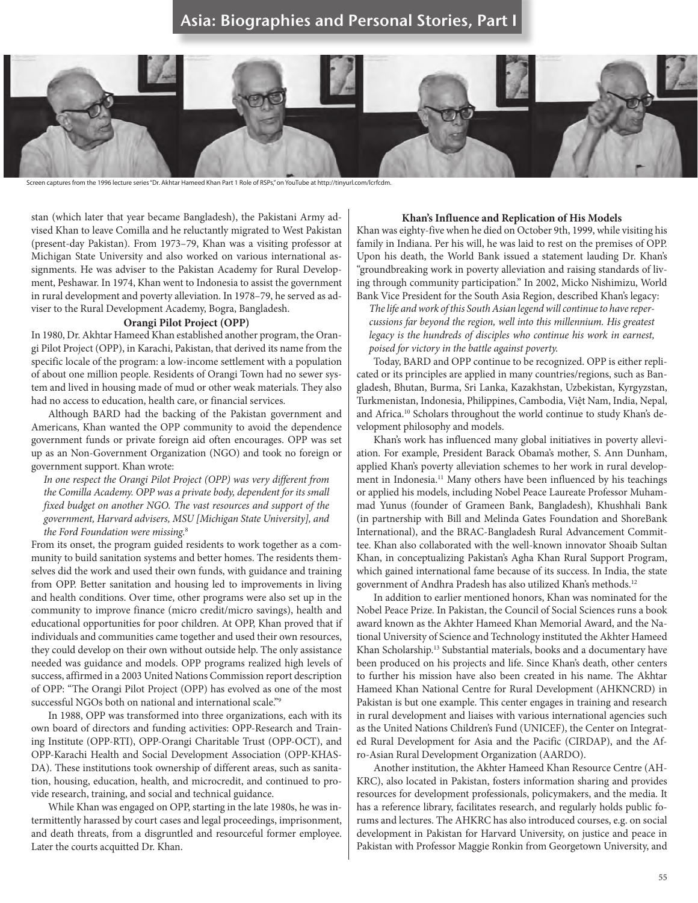Screen captures from the 1996 lecture series "Dr. Akhtar Hameed Khan Part 1 Role of RSPs," on YouTube at http://tinyurl.com/lcrfcdm.

stan (which later that year became Bangladesh), the Pakistani Army advised Khan to leave Comilla and he reluctantly migrated to West Pakistan (present-day Pakistan). From 1973–79, Khan was a visiting professor at Michigan State University and also worked on various international assignments. He was adviser to the Pakistan Academy for Rural Development, Peshawar. In 1974, Khan went to Indonesia to assist the government in rural development and poverty alleviation. In 1978–79, he served as adviser to the Rural Development Academy, Bogra, Bangladesh.

### Orangi Pilot Project (OPP)

In 1980, Dr. Akhtar Hameed Khan established another program, the Orangi Pilot Project (OPP), in Karachi, Pakistan, that derived its name from the specific locale of the program: a low-income settlement with a population of about one million people. Residents of Orangi Town had no sewer system and lived in housing made of mud or other weak materials. They also had no access to education, health care, or financial services.

Although BARD had the backing of the Pakistan government and Americans, Khan wanted the OPP community to avoid the dependence government funds or private foreign aid often encourages. OPP was set up as an Non-Government Organization (NGO) and took no foreign or government support. Khan wrote:

> *In one respect the Orangi Pilot Project (OPP) was very different from the Comilla Academy. OPP was a private body, dependent for its small fixed budget on another NGO. The vast resources and support of the government, Harvard advisers, MSU [Michigan State University], and the Ford Foundation were missing.*[8]

From its onset, the program guided residents to work together as a community to build sanitation systems and better homes. The residents themselves did the work and used their own funds, with guidance and training from OPP. Better sanitation and housing led to improvements in living and health conditions. Over time, other programs were also set up in the community to improve finance (micro credit/micro savings), health and educational opportunities for poor children. At OPP, Khan proved that if individuals and communities came together and used their own resources, they could develop on their own without outside help. The only assistance needed was guidance and models. OPP programs realized high levels of success, affirmed in a 2003 United Nations Commission report description of OPP: "The Orangi Pilot Project (OPP) has evolved as one of the most successful NGOs both on national and international scale."[9]

In 1988, OPP was transformed into three organizations, each with its own board of directors and funding activities: OPP-Research and Training Institute (OPP-RTI), OPP-Orangi Charitable Trust (OPP-OCT), and OPP-Karachi Health and Social Development Association (OPP-KHASDA). These institutions took ownership of different areas, such as sanitation, housing, education, health, and microcredit, and continued to provide research, training, and social and technical guidance.

While Khan was engaged on OPP, starting in the late 1980s, he was intermittently harassed by court cases and legal proceedings, imprisonment, and death threats, from a disgruntled and resourceful former employee. Later the courts acquitted Dr. Khan.

### Khan's Influence and Replication of His Models

Khan was eighty-five when he died on October 9th, 1999, while visiting his family in Indiana. Per his will, he was laid to rest on the premises of OPP. Upon his death, the World Bank issued a statement lauding Dr. Khan's "groundbreaking work in poverty alleviation and raising standards of living through community participation." In 2002, Micko Nishimizu, World Bank Vice President for the South Asia Region, described Khan's legacy:

> *The life and work of this South Asian legend will continue to have repercussions far beyond the region, well into this millennium. His greatest legacy is the hundreds of disciples who continue his work in earnest, poised for victory in the battle against poverty.*

Today, BARD and OPP continue to be recognized. OPP is either replicated or its principles are applied in many countries/regions, such as Bangladesh, Bhutan, Burma, Sri Lanka, Kazakhstan, Uzbekistan, Kyrgyzstan, Turkmenistan, Indonesia, Philippines, Cambodia, Việt Nam, India, Nepal, and Africa.[10] Scholars throughout the world continue to study Khan's development philosophy and models.

Khan's work has influenced many global initiatives in poverty alleviation. For example, President Barack Obama's mother, S. Ann Dunham, applied Khan's poverty alleviation schemes to her work in rural development in Indonesia.[11] Many others have been influenced by his teachings or applied his models, including Nobel Peace Laureate Professor Muhammad Yunus (founder of Grameen Bank, Bangladesh), Khushhali Bank (in partnership with Bill and Melinda Gates Foundation and ShoreBank International), and the BRAC-Bangladesh Rural Advancement Committee. Khan also collaborated with the well-known innovator Shoaib Sultan Khan, in conceptualizing Pakistan's Agha Khan Rural Support Program, which gained international fame because of its success. In India, the state government of Andhra Pradesh has also utilized Khan's methods.[12]

In addition to earlier mentioned honors, Khan was nominated for the Nobel Peace Prize. In Pakistan, the Council of Social Sciences runs a book award known as the Akhter Hameed Khan Memorial Award, and the National University of Science and Technology instituted the Akhter Hameed Khan Scholarship.[13] Substantial materials, books and a documentary have been produced on his projects and life. Since Khan's death, other centers to further his mission have also been created in his name. The Akhtar Hameed Khan National Centre for Rural Development (AHKNCRD) in Pakistan is but one example. This center engages in training and research in rural development and liaises with various international agencies such as the United Nations Children's Fund (UNICEF), the Center on Integrated Rural Development for Asia and the Pacific (CIRDAP), and the Afro-Asian Rural Development Organization (AARDO).

Another institution, the Akhter Hameed Khan Resource Centre (AHKRC), also located in Pakistan, fosters information sharing and provides resources for development professionals, policymakers, and the media. It has a reference library, facilitates research, and regularly holds public forums and lectures. The AHKRC has also introduced courses, e.g. on social development in Pakistan for Harvard University, on justice and peace in Pakistan with Professor Maggie Ronkin from Georgetown University, and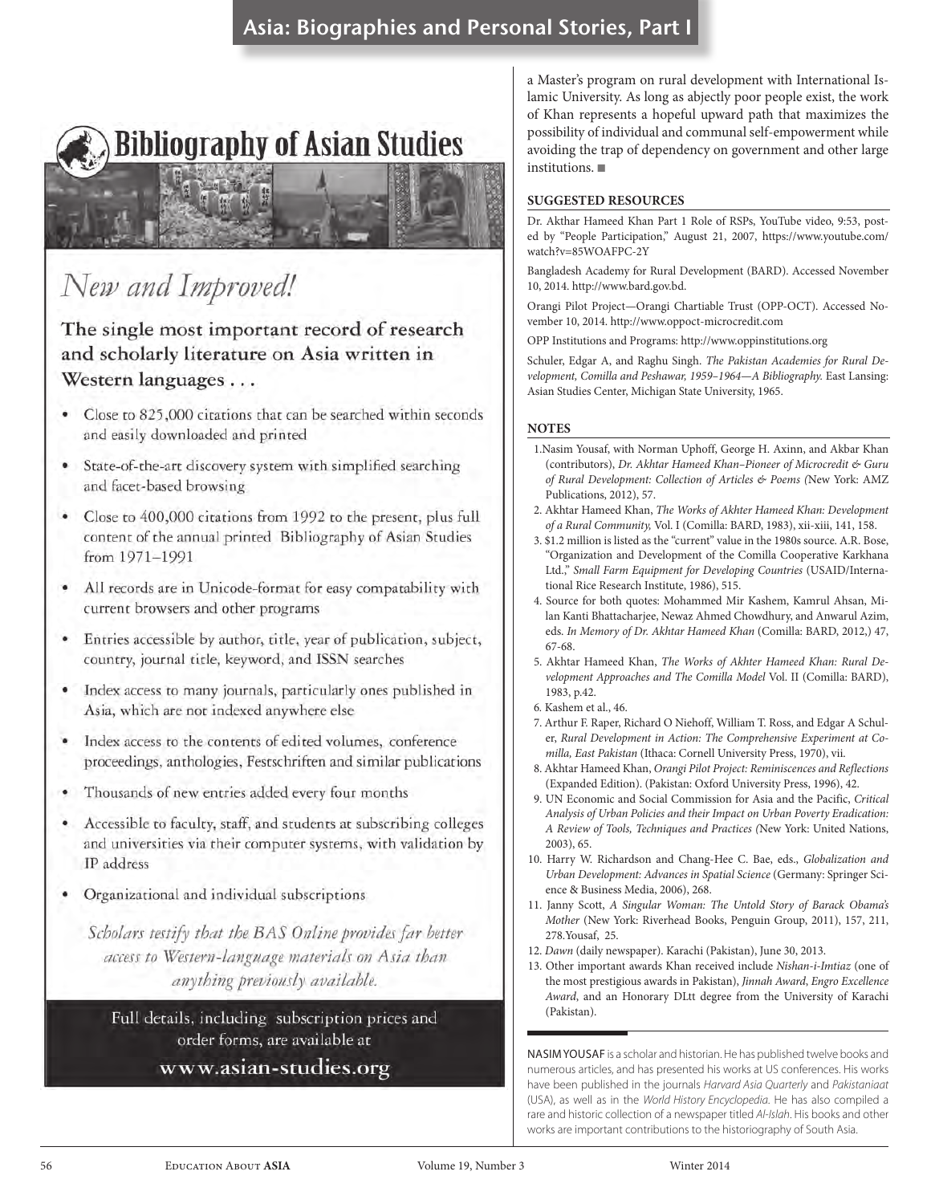## Bibliography of Asian Studies

*New and Improved!*

**The single most important record of research and scholarly literature on Asia written in Western languages . . .**

- Close to 825,000 citations that can be searched within seconds and easily downloaded and printed
- State-of-the-art discovery system with simplified searching and facet-based browsing
- Close to 400,000 citations from 1992 to the present, plus full content of the annual printed Bibliography of Asian Studies from 1971–1991
- All records are in Unicode-format for easy compatability with current browsers and other programs
- Entries accessible by author, title, year of publication, subject, country, journal title, keyword, and ISSN searches
- Index access to many journals, particularly ones published in Asia, which are not indexed anywhere else
- Index access to the contents of edited volumes, conference proceedings, anthologies, Festschriften and similar publications
- Thousands of new entries added every four months
- Accessible to faculty, staff, and students at subscribing colleges and universities via their computer systems, with validation by IP address
- Organizational and individual subscriptions

*Scholars testify that the BAS Online provides far better access to Western-language materials on Asia than anything previously available.*

Full details, including subscription prices and order forms, are available at
**www.asian-studies.org**

a Master's program on rural development with International Islamic University. As long as abjectly poor people exist, the work of Khan represents a hopeful upward path that maximizes the possibility of individual and communal self-empowerment while avoiding the trap of dependency on government and other large institutions. ■

### SUGGESTED RESOURCES

Dr. Akthar Hameed Khan Part 1 Role of RSPs, YouTube video, 9:53, posted by "People Participation," August 21, 2007, https://www.youtube.com/watch?v=85WOAFPC-2Y

Bangladesh Academy for Rural Development (BARD). Accessed November 10, 2014. http://www.bard.gov.bd.

Orangi Pilot Project—Orangi Chartiable Trust (OPP-OCT). Accessed November 10, 2014. http://www.oppoct-microcredit.com

OPP Institutions and Programs: http://www.oppinstitutions.org

Schuler, Edgar A, and Raghu Singh. *The Pakistan Academies for Rural Development, Comilla and Peshawar, 1959–1964—A Bibliography.* East Lansing: Asian Studies Center, Michigan State University, 1965.

### NOTES

1. Nasim Yousaf, with Norman Uphoff, George H. Axinn, and Akbar Khan (contributors), *Dr. Akhtar Hameed Khan–Pioneer of Microcredit & Guru of Rural Development: Collection of Articles & Poems (*New York: AMZ Publications, 2012), 57.
2. Akhtar Hameed Khan, *The Works of Akhter Hameed Khan: Development of a Rural Community,* Vol. I (Comilla: BARD, 1983), xii-xiii, 141, 158.
3. $1.2 million is listed as the "current" value in the 1980s source. A.R. Bose, "Organization and Development of the Comilla Cooperative Karkhana Ltd.," *Small Farm Equipment for Developing Countries* (USAID/International Rice Research Institute, 1986), 515.
4. Source for both quotes: Mohammed Mir Kashem, Kamrul Ahsan, Milan Kanti Bhattacharjee, Newaz Ahmed Chowdhury, and Anwarul Azim, eds. *In Memory of Dr. Akhtar Hameed Khan* (Comilla: BARD, 2012,) 47, 67-68.
5. Akhtar Hameed Khan, *The Works of Akhter Hameed Khan: Rural Development Approaches and The Comilla Model* Vol. II (Comilla: BARD), 1983, p.42.
6. Kashem et al., 46.
7. Arthur F. Raper, Richard O Niehoff, William T. Ross, and Edgar A Schuler, *Rural Development in Action: The Comprehensive Experiment at Comilla, East Pakistan* (Ithaca: Cornell University Press, 1970), vii.
8. Akhtar Hameed Khan, *Orangi Pilot Project: Reminiscences and Reflections* (Expanded Edition). (Pakistan: Oxford University Press, 1996), 42.
9. UN Economic and Social Commission for Asia and the Pacific, *Critical Analysis of Urban Policies and their Impact on Urban Poverty Eradication: A Review of Tools, Techniques and Practices (*New York: United Nations, 2003), 65.
10. Harry W. Richardson and Chang-Hee C. Bae, eds., *Globalization and Urban Development: Advances in Spatial Science* (Germany: Springer Science & Business Media, 2006), 268.
11. Janny Scott, *A Singular Woman: The Untold Story of Barack Obama's Mother* (New York: Riverhead Books, Penguin Group, 2011), 157, 211, 278.Yousaf, 25.
12. *Dawn* (daily newspaper). Karachi (Pakistan), June 30, 2013.
13. Other important awards Khan received include *Nishan-i-Imtiaz* (one of the most prestigious awards in Pakistan), *Jinnah Award*, *Engro Excellence Award*, and an Honorary DLtt degree from the University of Karachi (Pakistan).

NASIM YOUSAF is a scholar and historian. He has published twelve books and numerous articles, and has presented his works at US conferences. His works have been published in the journals *Harvard Asia Quarterly* and *Pakistaniaat* (USA), as well as in the *World History Encyclopedia*. He has also compiled a rare and historic collection of a newspaper titled *Al-Islah*. His books and other works are important contributions to the historiography of South Asia.